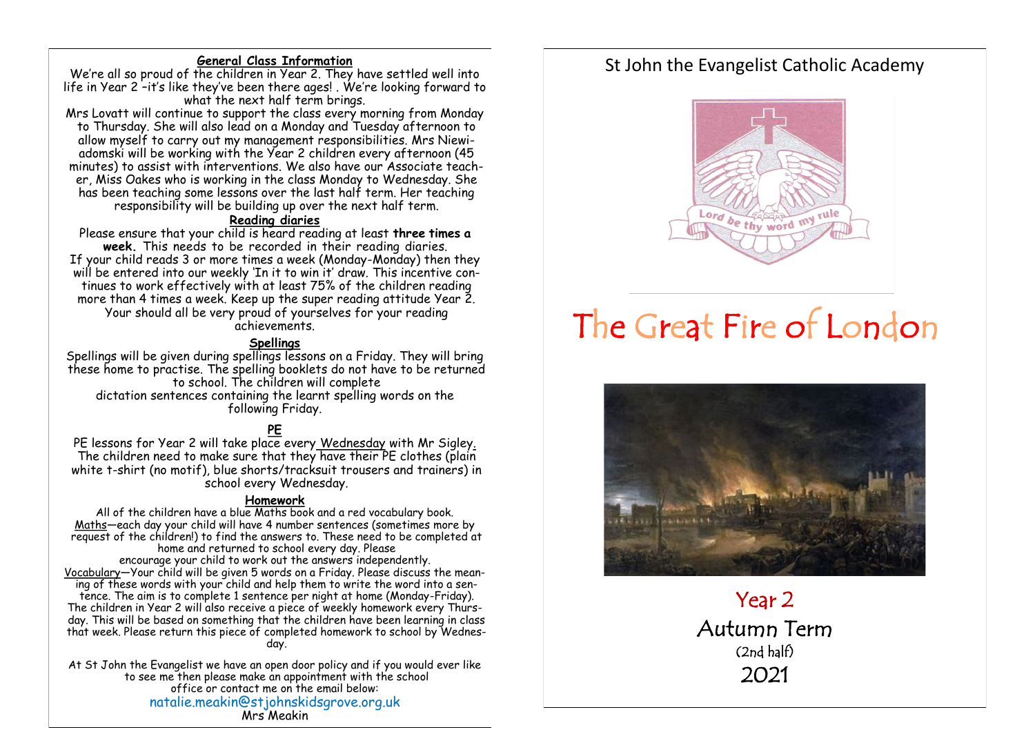## General Class Information

We're all so proud of the children in Year 2. They have settled well into life in Year 2 –it's like they've been there ages! . We're looking forward to what the next half term brings.

Mrs Lovatt will continue to support the class every morning from Monday to Thursday. She will also lead on a Monday and Tuesday afternoon to allow myself to carry out my management responsibilities. Mrs Niewiadomski will be working with the Year 2 children every afternoon (45 minutes) to assist with interventions. We also have our Associate teacher, Miss Oakes who is working in the class Monday to Wednesday. She has been teaching some lessons over the last half term. Her teaching responsibility will be building up over the next half term.

## Reading diaries

Please ensure that your child is heard reading at least **three times a week.** This needs to be recorded in their reading diaries. If your child reads 3 or more times a week (Monday-Monday) then they will be entered into our weekly 'In it to win it' draw. This incentive continues to work effectively with at least 75% of the children reading more than 4 times a week. Keep up the super reading attitude Year 2. Your should all be very proud of yourselves for your reading achievements.

## Spellings

Spellings will be given during spellings lessons on a Friday. They will bring these home to practise. The spelling booklets do not have to be returned to school. The children will complete dictation sentences containing the learnt spelling words on the following Friday.

## PE

PE lessons for Year 2 will take place every Wednesday with Mr Sigley. The children need to make sure that they have their PE clothes (plain white t-shirt (no motif), blue shorts/tracksuit trousers and trainers) in school every Wednesday.

## Homework

All of the children have a blue Maths book and a red vocabulary book.

Maths—each day your child will have 4 number sentences (sometimes more by request of the children!) to find the answers to. These need to be completed at home and returned to school every day. Please encourage your child to work out the answers independently.

Vocabulary—Your child will be given 5 words on a Friday. Please discuss the meaning of these words with your child and help them to write the word into a sentence. The aim is to complete 1 sentence per night at home (Monday-Friday).

The children in Year 2 will also receive a piece of weekly homework every Thursday. This will be based on something that the children have been learning in class that week. Please return this piece of completed homework to school by Wednesday.

At St John the Evangelist we have an open door policy and if you would ever like to see me then please make an appointment with the school office or contact me on the email below:

natalie.meakin@stjohnskidsgrove.org.uk

Mrs Meakin

# St John the Evangelist Catholic Academy

Lord be thy word my rule

# The Great Fire of London

## Year 2
## Autumn Term
(2nd half)
## 2021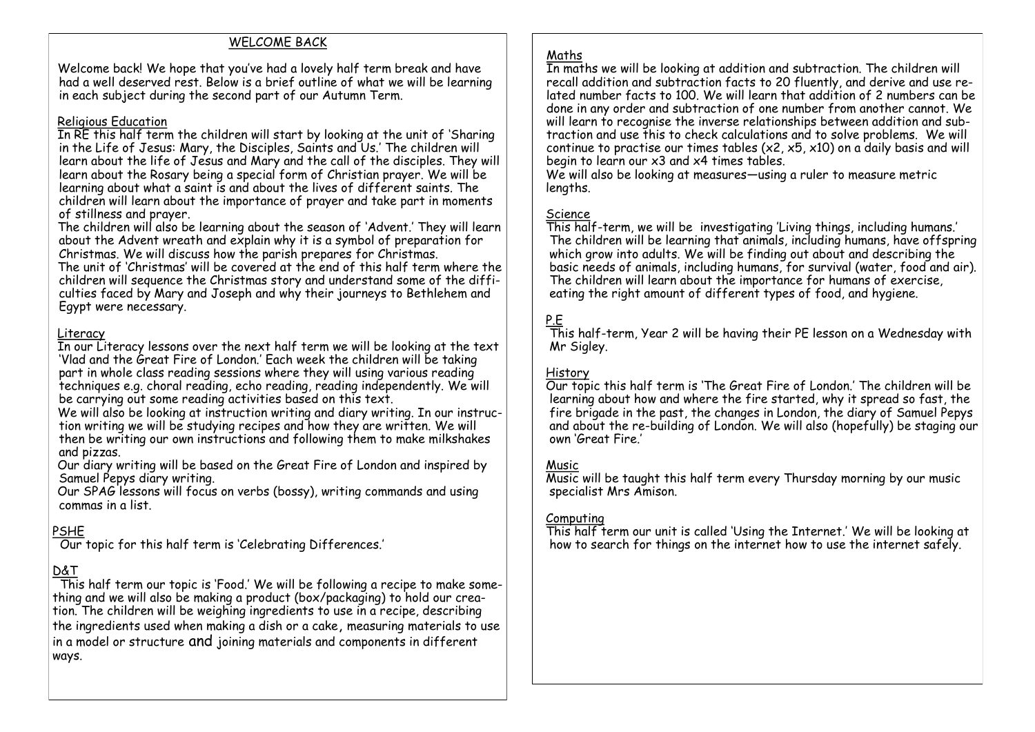## WELCOME BACK

Welcome back! We hope that you've had a lovely half term break and have had a well deserved rest. Below is a brief outline of what we will be learning in each subject during the second part of our Autumn Term.

### Religious Education

In RE this half term the children will start by looking at the unit of 'Sharing in the Life of Jesus: Mary, the Disciples, Saints and Us.' The children will learn about the life of Jesus and Mary and the call of the disciples. They will learn about the Rosary being a special form of Christian prayer. We will be learning about what a saint is and about the lives of different saints. The children will learn about the importance of prayer and take part in moments of stillness and prayer.

The children will also be learning about the season of 'Advent.' They will learn about the Advent wreath and explain why it is a symbol of preparation for Christmas. We will discuss how the parish prepares for Christmas.

The unit of 'Christmas' will be covered at the end of this half term where the children will sequence the Christmas story and understand some of the difficulties faced by Mary and Joseph and why their journeys to Bethlehem and Egypt were necessary.

### Literacy

In our Literacy lessons over the next half term we will be looking at the text 'Vlad and the Great Fire of London.' Each week the children will be taking part in whole class reading sessions where they will using various reading techniques e.g. choral reading, echo reading, reading independently. We will be carrying out some reading activities based on this text.

We will also be looking at instruction writing and diary writing. In our instruction writing we will be studying recipes and how they are written. We will then be writing our own instructions and following them to make milkshakes and pizzas.

Our diary writing will be based on the Great Fire of London and inspired by Samuel Pepys diary writing.

Our SPAG lessons will focus on verbs (bossy), writing commands and using commas in a list.

### PSHE

Our topic for this half term is 'Celebrating Differences.'

### D&T

This half term our topic is 'Food.' We will be following a recipe to make something and we will also be making a product (box/packaging) to hold our creation. The children will be weighing ingredients to use in a recipe, describing the ingredients used when making a dish or a cake, measuring materials to use in a model or structure and joining materials and components in different ways.

### Maths

In maths we will be looking at addition and subtraction. The children will recall addition and subtraction facts to 20 fluently, and derive and use related number facts to 100. We will learn that addition of 2 numbers can be done in any order and subtraction of one number from another cannot. We will learn to recognise the inverse relationships between addition and subtraction and use this to check calculations and to solve problems. We will continue to practise our times tables (x2, x5, x10) on a daily basis and will begin to learn our x3 and x4 times tables.

We will also be looking at measures—using a ruler to measure metric lengths.

### Science

This half-term, we will be investigating 'Living things, including humans.' The children will be learning that animals, including humans, have offspring which grow into adults. We will be finding out about and describing the basic needs of animals, including humans, for survival (water, food and air). The children will learn about the importance for humans of exercise, eating the right amount of different types of food, and hygiene.

### P.E

This half-term, Year 2 will be having their PE lesson on a Wednesday with Mr Sigley.

### History

Our topic this half term is 'The Great Fire of London.' The children will be learning about how and where the fire started, why it spread so fast, the fire brigade in the past, the changes in London, the diary of Samuel Pepys and about the re-building of London. We will also (hopefully) be staging our own 'Great Fire.'

### Music

Music will be taught this half term every Thursday morning by our music specialist Mrs Amison.

### Computing

This half term our unit is called 'Using the Internet.' We will be looking at how to search for things on the internet how to use the internet safely.